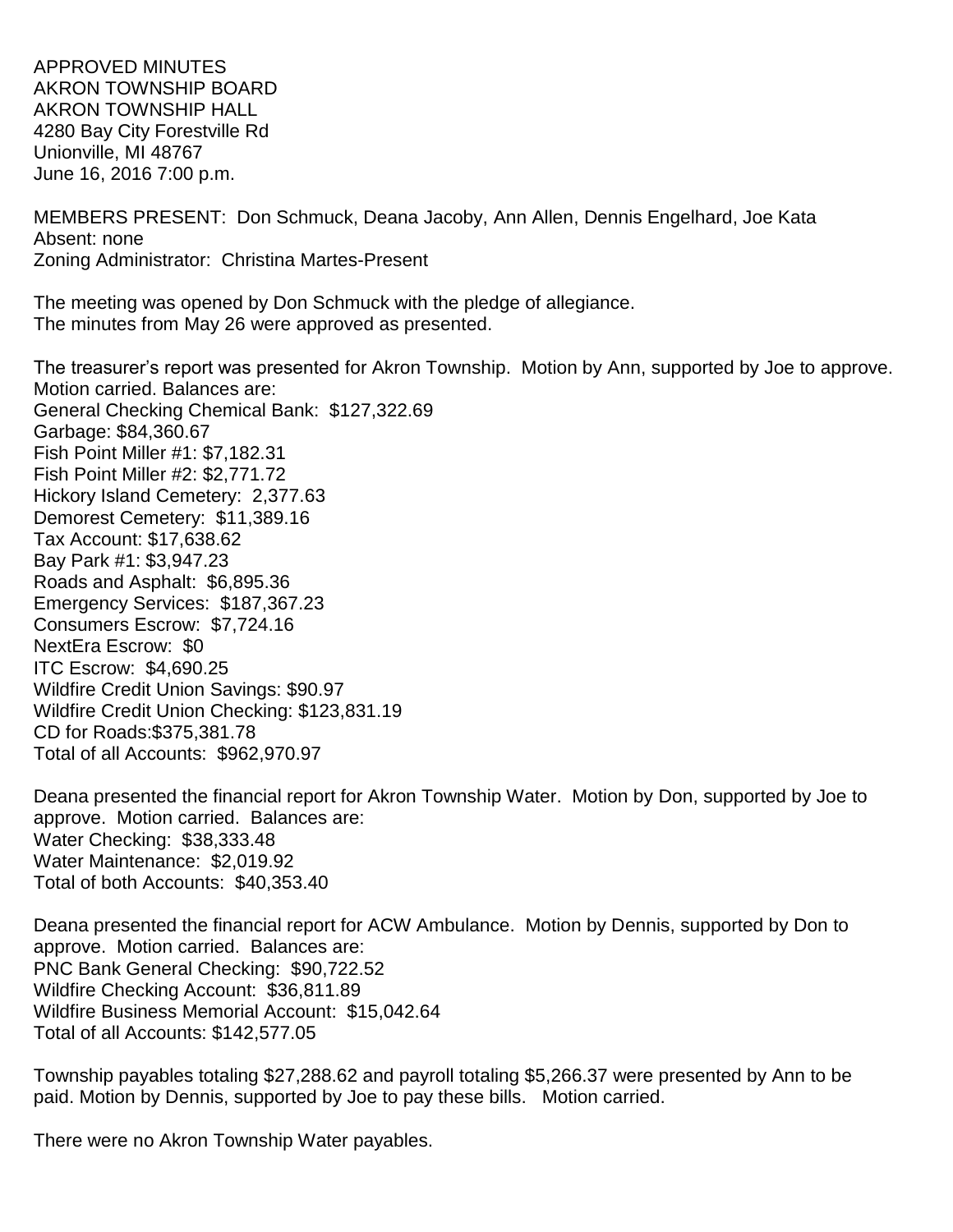APPROVED MINUTES
AKRON TOWNSHIP BOARD
AKRON TOWNSHIP HALL
4280 Bay City Forestville Rd
Unionville, MI 48767
June 16, 2016 7:00 p.m.

MEMBERS PRESENT: Don Schmuck, Deana Jacoby, Ann Allen, Dennis Engelhard, Joe Kata
Absent: none
Zoning Administrator: Christina Martes-Present

The meeting was opened by Don Schmuck with the pledge of allegiance.
The minutes from May 26 were approved as presented.

The treasurer's report was presented for Akron Township. Motion by Ann, supported by Joe to approve. Motion carried. Balances are:
General Checking Chemical Bank: $127,322.69
Garbage: $84,360.67
Fish Point Miller #1: $7,182.31
Fish Point Miller #2: $2,771.72
Hickory Island Cemetery: 2,377.63
Demorest Cemetery: $11,389.16
Tax Account: $17,638.62
Bay Park #1: $3,947.23
Roads and Asphalt: 6,895.36
Emergency Services: $187,367.23
Consumers Escrow: $7,724.16
NextEra Escrow: $0
ITC Escrow: $4,690.25
Wildfire Credit Union Savings: $90.97
Wildfire Credit Union Checking: $123,831.19
CD for Roads:$375,381.78
Total of all Accounts: $962,970.97

Deana presented the financial report for Akron Township Water. Motion by Don, supported by Joe to approve. Motion carried. Balances are:
Water Checking: 38,333.48
Water Maintenance: $2,019.92
Total of both Accounts: $40,353.40

Deana presented the financial report for ACW Ambulance. Motion by Dennis, supported by Don to approve. Motion carried. Balances are:
PNC Bank General Checking: $90,722.52
Wildfire Checking Account: $36,811.89
Wildfire Business Memorial Account: $15,042.64
Total of all Accounts: $142,577.05

Township payables totaling $27,288.62 and payroll totaling $5,266.37 were presented by Ann to be paid. Motion by Dennis, supported by Joe to pay these bills. Motion carried.

There were no Akron Township Water payables.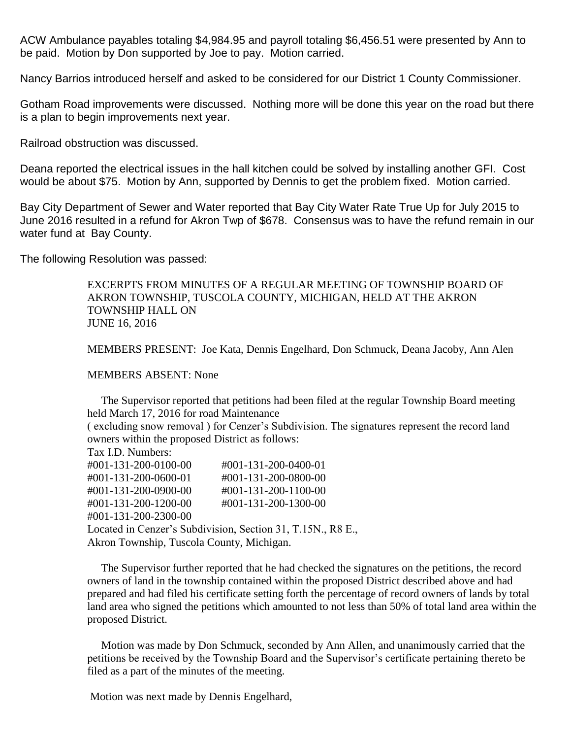ACW Ambulance payables totaling $4,984.95 and payroll totaling $6,456.51 were presented by Ann to be paid. Motion by Don supported by Joe to pay. Motion carried.

Nancy Barrios introduced herself and asked to be considered for our District 1 County Commissioner.

Gotham Road improvements were discussed. Nothing more will be done this year on the road but there is a plan to begin improvements next year.

Railroad obstruction was discussed.

Deana reported the electrical issues in the hall kitchen could be solved by installing another GFI. Cost would be about $75. Motion by Ann, supported by Dennis to get the problem fixed. Motion carried.

Bay City Department of Sewer and Water reported that Bay City Water Rate True Up for July 2015 to June 2016 resulted in a refund for Akron Twp of $678. Consensus was to have the refund remain in our water fund at Bay County.

The following Resolution was passed:

EXCERPTS FROM MINUTES OF A REGULAR MEETING OF TOWNSHIP BOARD OF AKRON TOWNSHIP, TUSCOLA COUNTY, MICHIGAN, HELD AT THE AKRON TOWNSHIP HALL ON
JUNE 16, 2016

MEMBERS PRESENT: Joe Kata, Dennis Engelhard, Don Schmuck, Deana Jacoby, Ann Alen

MEMBERS ABSENT: None

The Supervisor reported that petitions had been filed at the regular Township Board meeting held March 17, 2016 for road Maintenance
( excluding snow removal ) for Cenzer's Subdivision. The signatures represent the record land owners within the proposed District as follows:

Tax I.D. Numbers:

#001-131-200-0100-00 #001-131-200-0400-01
#001-131-200-0600-01 #001-131-200-0800-00
#001-131-200-0900-00 #001-131-200-1100-00
#001-131-200-1200-00 #001-131-200-1300-00
#001-131-200-2300-00

Located in Cenzer's Subdivision, Section 31, T.15N., R8 E.,
Akron Township, Tuscola County, Michigan.

The Supervisor further reported that he had checked the signatures on the petitions, the record owners of land in the township contained within the proposed District described above and had prepared and had filed his certificate setting forth the percentage of record owners of lands by total land area who signed the petitions which amounted to not less than 50% of total land area within the proposed District.

Motion was made by Don Schmuck, seconded by Ann Allen, and unanimously carried that the petitions be received by the Township Board and the Supervisor's certificate pertaining thereto be filed as a part of the minutes of the meeting.

Motion was next made by Dennis Engelhard,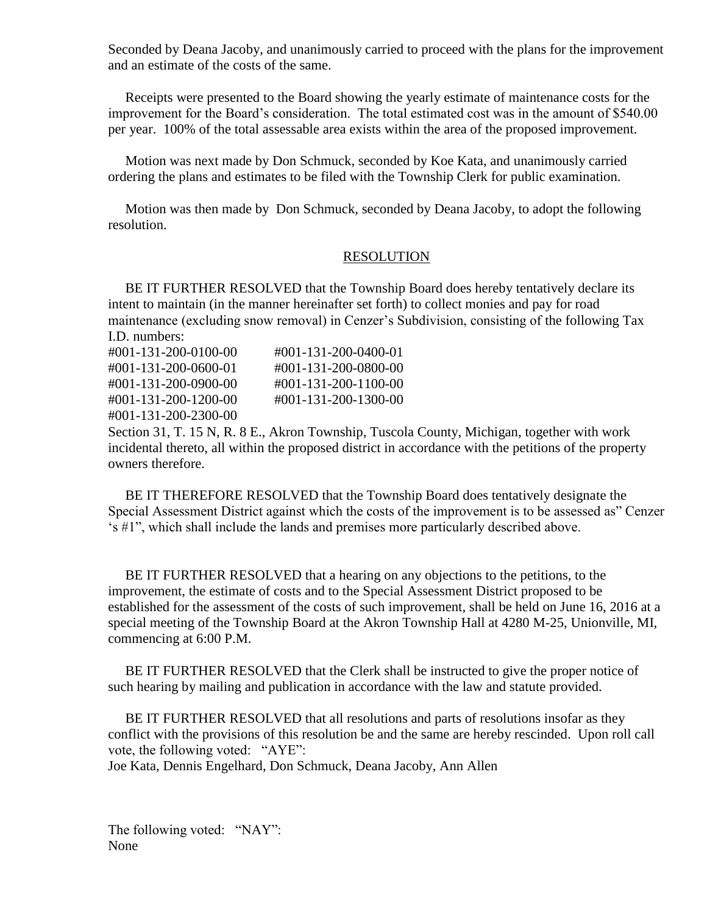Seconded by Deana Jacoby, and unanimously carried to proceed with the plans for the improvement and an estimate of the costs of the same.

Receipts were presented to the Board showing the yearly estimate of maintenance costs for the improvement for the Board's consideration. The total estimated cost was in the amount of $540.00 per year. 100% of the total assessable area exists within the area of the proposed improvement.

Motion was next made by Don Schmuck, seconded by Koe Kata, and unanimously carried ordering the plans and estimates to be filed with the Township Clerk for public examination.

Motion was then made by Don Schmuck, seconded by Deana Jacoby, to adopt the following resolution.

## RESOLUTION

BE IT FURTHER RESOLVED that the Township Board does hereby tentatively declare its intent to maintain (in the manner hereinafter set forth) to collect monies and pay for road maintenance (excluding snow removal) in Cenzer's Subdivision, consisting of the following Tax I.D. numbers:

#001-131-200-0100-00 #001-131-200-0400-01
#001-131-200-0600-01 #001-131-200-0800-00
#001-131-200-0900-00 #001-131-200-1100-00
#001-131-200-1200-00 #001-131-200-1300-00
#001-131-200-2300-00

Section 31, T. 15 N, R. 8 E., Akron Township, Tuscola County, Michigan, together with work incidental thereto, all within the proposed district in accordance with the petitions of the property owners therefore.

BE IT THEREFORE RESOLVED that the Township Board does tentatively designate the Special Assessment District against which the costs of the improvement is to be assessed as" Cenzer 's #1", which shall include the lands and premises more particularly described above.

BE IT FURTHER RESOLVED that a hearing on any objections to the petitions, to the improvement, the estimate of costs and to the Special Assessment District proposed to be established for the assessment of the costs of such improvement, shall be held on June 16, 2016 at a special meeting of the Township Board at the Akron Township Hall at 4280 M-25, Unionville, MI, commencing at 6:00 P.M.

BE IT FURTHER RESOLVED that the Clerk shall be instructed to give the proper notice of such hearing by mailing and publication in accordance with the law and statute provided.

BE IT FURTHER RESOLVED that all resolutions and parts of resolutions insofar as they conflict with the provisions of this resolution be and the same are hereby rescinded. Upon roll call vote, the following voted: "AYE":
Joe Kata, Dennis Engelhard, Don Schmuck, Deana Jacoby, Ann Allen

The following voted: "NAY":
None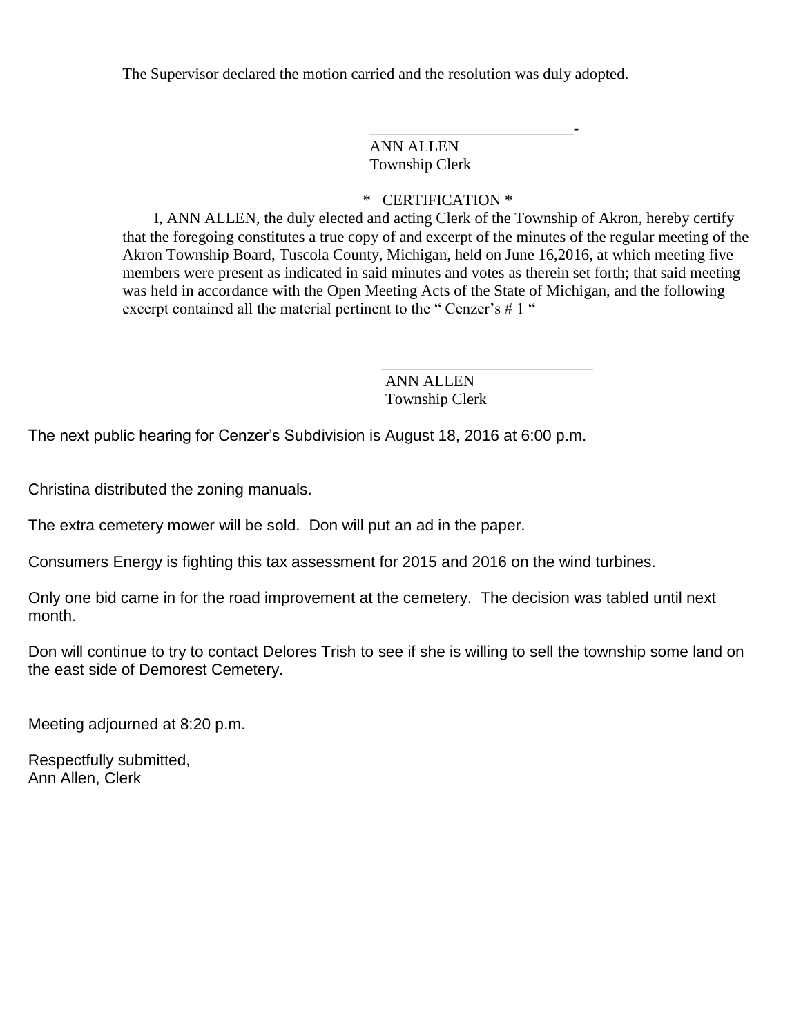The Supervisor declared the motion carried and the resolution was duly adopted.

\_\_\_\_\_\_\_\_\_\_\_\_\_\_\_\_\_\_\_\_\_\_\_\_\_\_-
ANN ALLEN
Township Clerk

\* CERTIFICATION \*

I, ANN ALLEN, the duly elected and acting Clerk of the Township of Akron, hereby certify that the foregoing constitutes a true copy of and excerpt of the minutes of the regular meeting of the Akron Township Board, Tuscola County, Michigan, held on June 16,2016, at which meeting five members were present as indicated in said minutes and votes as therein set forth; that said meeting was held in accordance with the Open Meeting Acts of the State of Michigan, and the following excerpt contained all the material pertinent to the " Cenzer's # 1 "

\_\_\_\_\_\_\_\_\_\_\_\_\_\_\_\_\_\_\_\_\_\_\_\_\_\_\_
ANN ALLEN
Township Clerk

The next public hearing for Cenzer's Subdivision is August 18, 2016 at 6:00 p.m.

Christina distributed the zoning manuals.

The extra cemetery mower will be sold. Don will put an ad in the paper.

Consumers Energy is fighting this tax assessment for 2015 and 2016 on the wind turbines.

Only one bid came in for the road improvement at the cemetery. The decision was tabled until next month.

Don will continue to try to contact Delores Trish to see if she is willing to sell the township some land on the east side of Demorest Cemetery.

Meeting adjourned at 8:20 p.m.

Respectfully submitted,
Ann Allen, Clerk